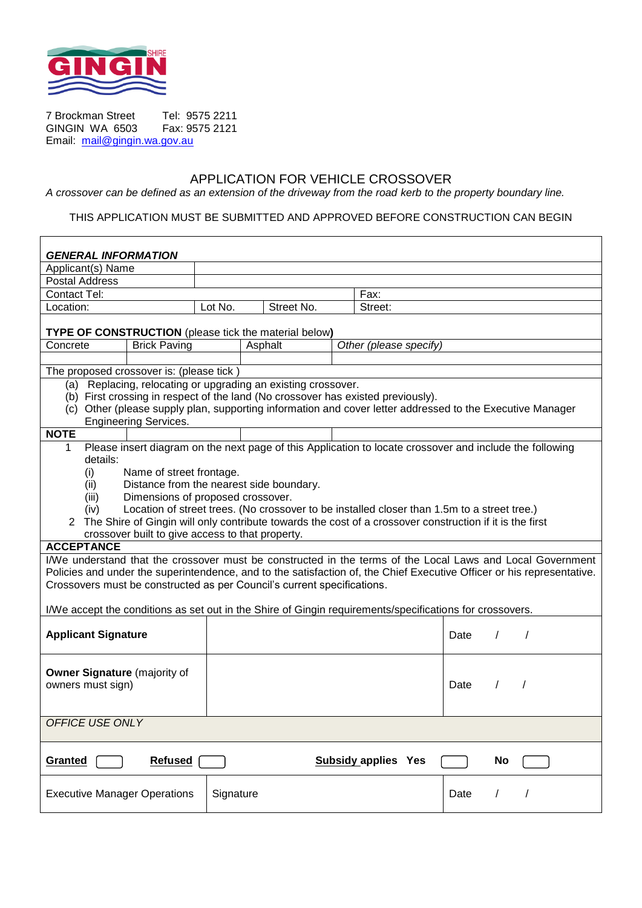SHIRE GINGIN

7 Brockman Street Tel: 9575 2211
GINGIN WA 6503 Fax: 9575 2121
Email: mail@gingin.wa.gov.au

# APPLICATION FOR VEHICLE CROSSOVER

*A crossover can be defined as an extension of the driveway from the road kerb to the property boundary line.*

THIS APPLICATION MUST BE SUBMITTED AND APPROVED BEFORE CONSTRUCTION CAN BEGIN

***GENERAL INFORMATION***

| | | | |
|---|---|---|---|
| Applicant(s) Name | | | |
| Postal Address | | | |
| Contact Tel: | | Fax: | |
| Location: | Lot No. | Street No. | Street: |

**TYPE OF CONSTRUCTION** (please tick the material below)

| Concrete | Brick Paving | Asphalt | *Other (please specify)* |
|---|---|---|---|
| | | | |

The proposed crossover is: (please tick )

(a) Replacing, relocating or upgrading an existing crossover.
(b) First crossing in respect of the land (No crossover has existed previously).
(c) Other (please supply plan, supporting information and cover letter addressed to the Executive Manager Engineering Services.

**NOTE**

1. Please insert diagram on the next page of this Application to locate crossover and include the following details:
   - (i) Name of street frontage.
   - (ii) Distance from the nearest side boundary.
   - (iii) Dimensions of proposed crossover.
   - (iv) Location of street trees. (No crossover to be installed closer than 1.5m to a street tree.)
2. The Shire of Gingin will only contribute towards the cost of a crossover construction if it is the first crossover built to give access to that property.

**ACCEPTANCE**

I/We understand that the crossover must be constructed in the terms of the Local Laws and Local Government Policies and under the superintendence, and to the satisfaction of, the Chief Executive Officer or his representative. Crossovers must be constructed as per Council's current specifications.

I/We accept the conditions as set out in the Shire of Gingin requirements/specifications for crossovers.

| | | |
|---|---|---|
| **Applicant Signature** | | Date / / |
| **Owner Signature** (majority of owners must sign) | | Date / / |

*OFFICE USE ONLY*

**Granted** ☐ **Refused** ☐ **Subsidy applies Yes** ☐ **No** ☐

| | | |
|---|---|---|
| Executive Manager Operations | Signature | Date / / |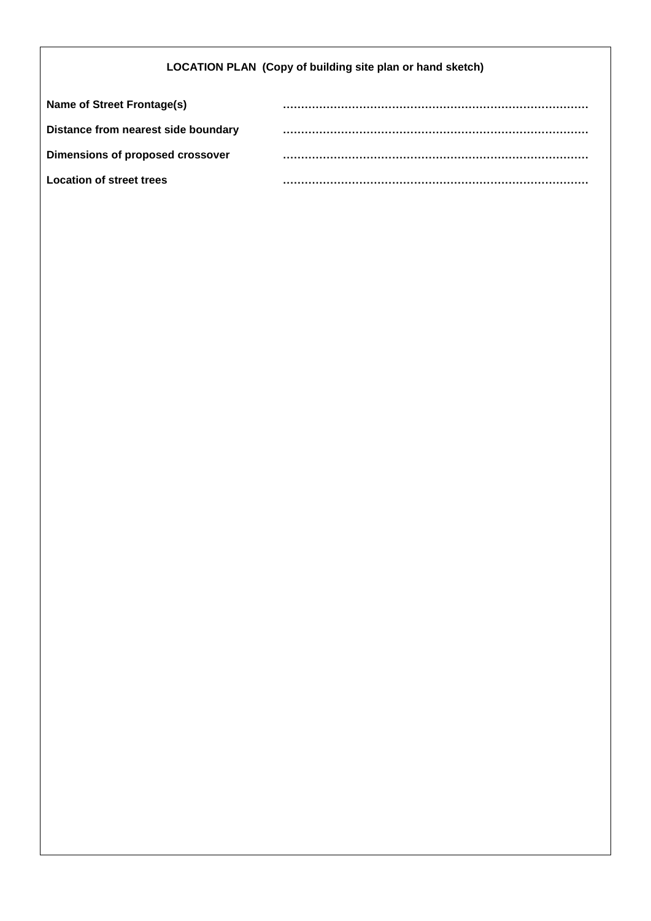**LOCATION PLAN (Copy of building site plan or hand sketch)**

**Name of Street Frontage(s)** ……………………………………………………………………………

**Distance from nearest side boundary** ……………………………………………………………………………

**Dimensions of proposed crossover** ……………………………………………………………………………

**Location of street trees** ……………………………………………………………………………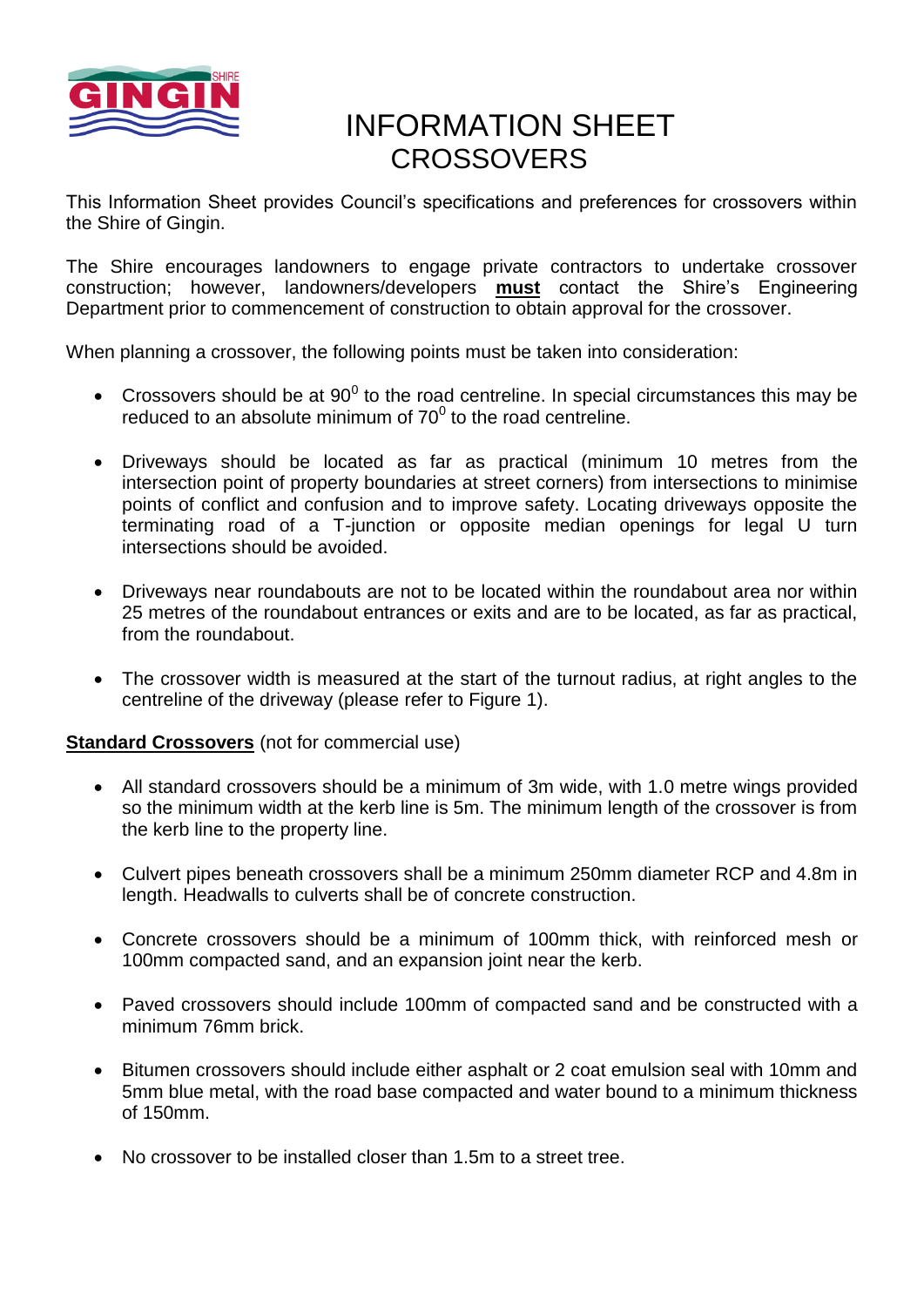# INFORMATION SHEET
# CROSSOVERS

This Information Sheet provides Council's specifications and preferences for crossovers within the Shire of Gingin.

The Shire encourages landowners to engage private contractors to undertake crossover construction; however, landowners/developers **must** contact the Shire's Engineering Department prior to commencement of construction to obtain approval for the crossover.

When planning a crossover, the following points must be taken into consideration:

- Crossovers should be at $90^0$ to the road centreline. In special circumstances this may be reduced to an absolute minimum of $70^0$ to the road centreline.
- Driveways should be located as far as practical (minimum 10 metres from the intersection point of property boundaries at street corners) from intersections to minimise points of conflict and confusion and to improve safety. Locating driveways opposite the terminating road of a T-junction or opposite median openings for legal U turn intersections should be avoided.
- Driveways near roundabouts are not to be located within the roundabout area nor within 25 metres of the roundabout entrances or exits and are to be located, as far as practical, from the roundabout.
- The crossover width is measured at the start of the turnout radius, at right angles to the centreline of the driveway (please refer to Figure 1).

**Standard Crossovers** (not for commercial use)

- All standard crossovers should be a minimum of 3m wide, with 1.0 metre wings provided so the minimum width at the kerb line is 5m. The minimum length of the crossover is from the kerb line to the property line.
- Culvert pipes beneath crossovers shall be a minimum 250mm diameter RCP and 4.8m in length. Headwalls to culverts shall be of concrete construction.
- Concrete crossovers should be a minimum of 100mm thick, with reinforced mesh or 100mm compacted sand, and an expansion joint near the kerb.
- Paved crossovers should include 100mm of compacted sand and be constructed with a minimum 76mm brick.
- Bitumen crossovers should include either asphalt or 2 coat emulsion seal with 10mm and 5mm blue metal, with the road base compacted and water bound to a minimum thickness of 150mm.
- No crossover to be installed closer than 1.5m to a street tree.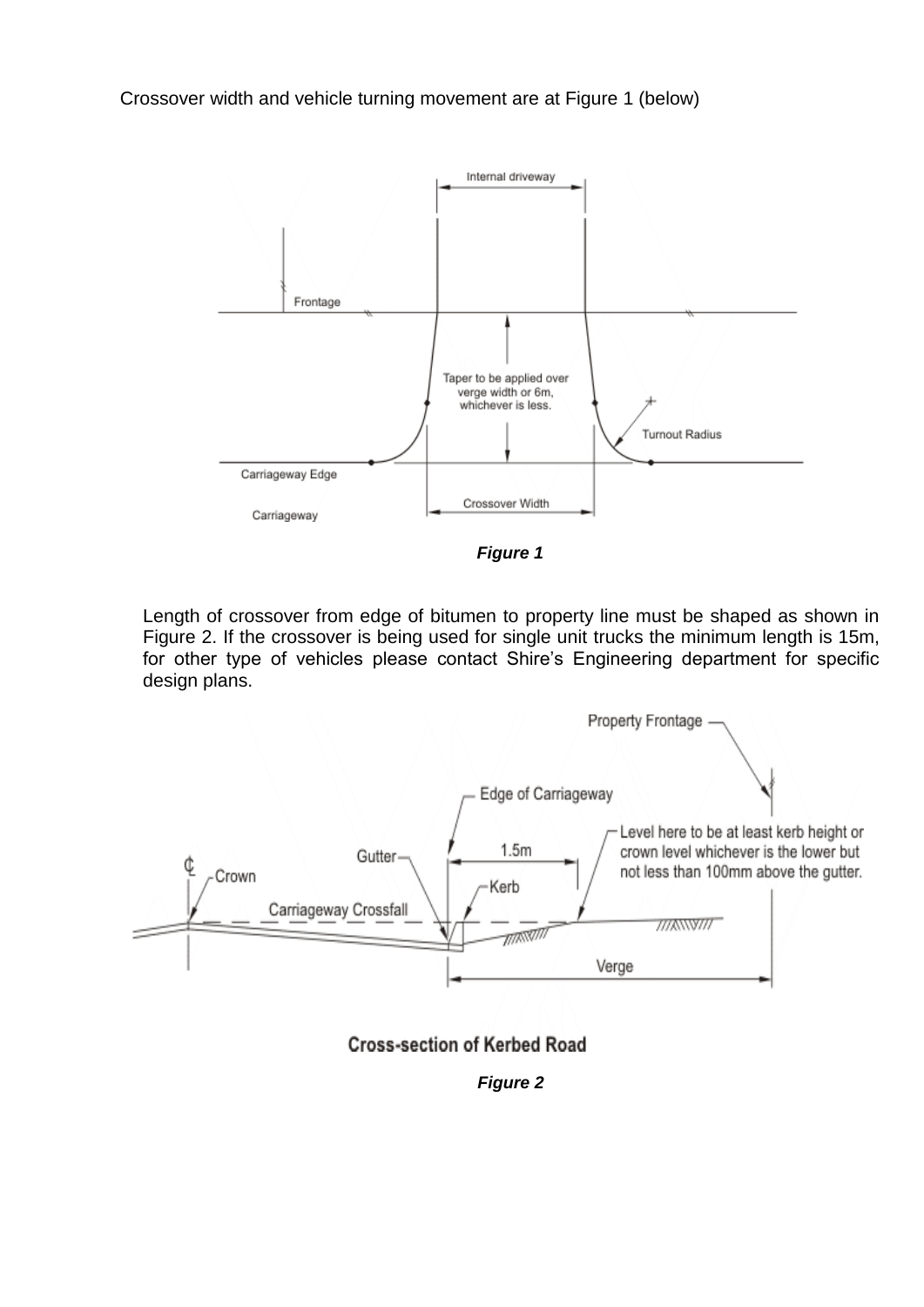Crossover width and vehicle turning movement are at Figure 1 (below)

*Figure 1*

Length of crossover from edge of bitumen to property line must be shaped as shown in Figure 2. If the crossover is being used for single unit trucks the minimum length is 15m, for other type of vehicles please contact Shire's Engineering department for specific design plans.

*Figure 2*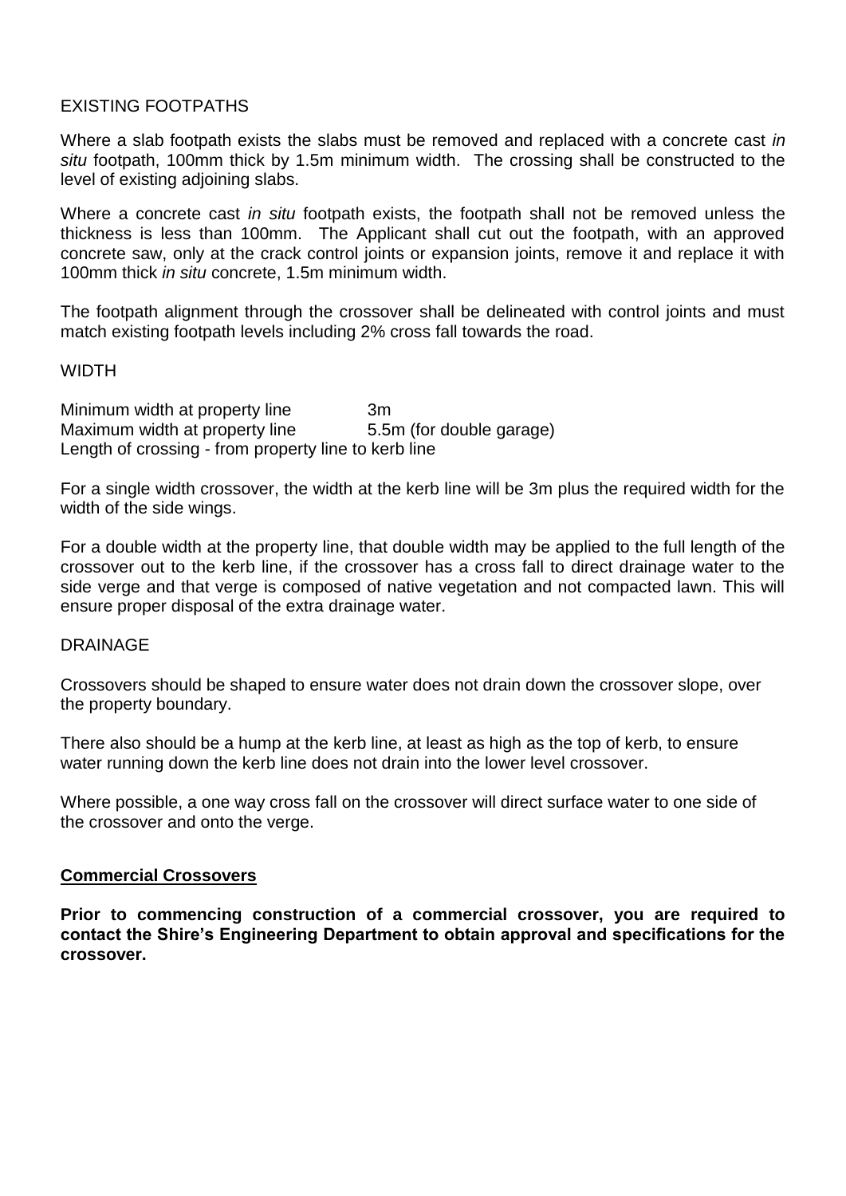EXISTING FOOTPATHS

Where a slab footpath exists the slabs must be removed and replaced with a concrete cast *in situ* footpath, 100mm thick by 1.5m minimum width. The crossing shall be constructed to the level of existing adjoining slabs.

Where a concrete cast *in situ* footpath exists, the footpath shall not be removed unless the thickness is less than 100mm. The Applicant shall cut out the footpath, with an approved concrete saw, only at the crack control joints or expansion joints, remove it and replace it with 100mm thick *in situ* concrete, 1.5m minimum width.

The footpath alignment through the crossover shall be delineated with control joints and must match existing footpath levels including 2% cross fall towards the road.

WIDTH

Minimum width at property line 3m
Maximum width at property line 5.5m (for double garage)
Length of crossing - from property line to kerb line

For a single width crossover, the width at the kerb line will be 3m plus the required width for the width of the side wings.

For a double width at the property line, that double width may be applied to the full length of the crossover out to the kerb line, if the crossover has a cross fall to direct drainage water to the side verge and that verge is composed of native vegetation and not compacted lawn. This will ensure proper disposal of the extra drainage water.

DRAINAGE

Crossovers should be shaped to ensure water does not drain down the crossover slope, over the property boundary.

There also should be a hump at the kerb line, at least as high as the top of kerb, to ensure water running down the kerb line does not drain into the lower level crossover.

Where possible, a one way cross fall on the crossover will direct surface water to one side of the crossover and onto the verge.

**Commercial Crossovers**

**Prior to commencing construction of a commercial crossover, you are required to contact the Shire's Engineering Department to obtain approval and specifications for the crossover.**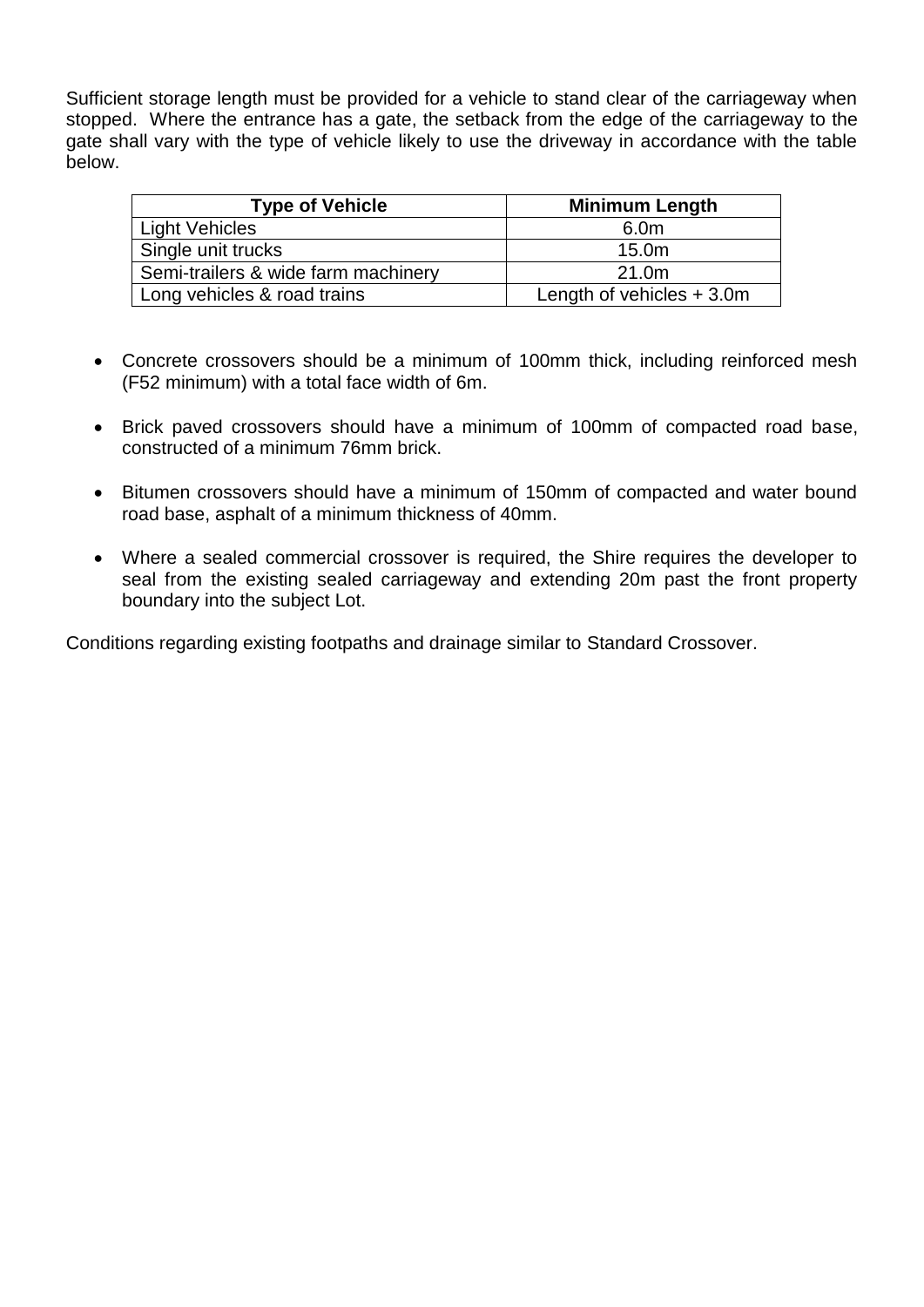Sufficient storage length must be provided for a vehicle to stand clear of the carriageway when stopped. Where the entrance has a gate, the setback from the edge of the carriageway to the gate shall vary with the type of vehicle likely to use the driveway in accordance with the table below.

| Type of Vehicle | Minimum Length |
|---|---|
| Light Vehicles | 6.0m |
| Single unit trucks | 15.0m |
| Semi-trailers & wide farm machinery | 21.0m |
| Long vehicles & road trains | Length of vehicles + 3.0m |

- Concrete crossovers should be a minimum of 100mm thick, including reinforced mesh (F52 minimum) with a total face width of 6m.

- Brick paved crossovers should have a minimum of 100mm of compacted road base, constructed of a minimum 76mm brick.

- Bitumen crossovers should have a minimum of 150mm of compacted and water bound road base, asphalt of a minimum thickness of 40mm.

- Where a sealed commercial crossover is required, the Shire requires the developer to seal from the existing sealed carriageway and extending 20m past the front property boundary into the subject Lot.

Conditions regarding existing footpaths and drainage similar to Standard Crossover.